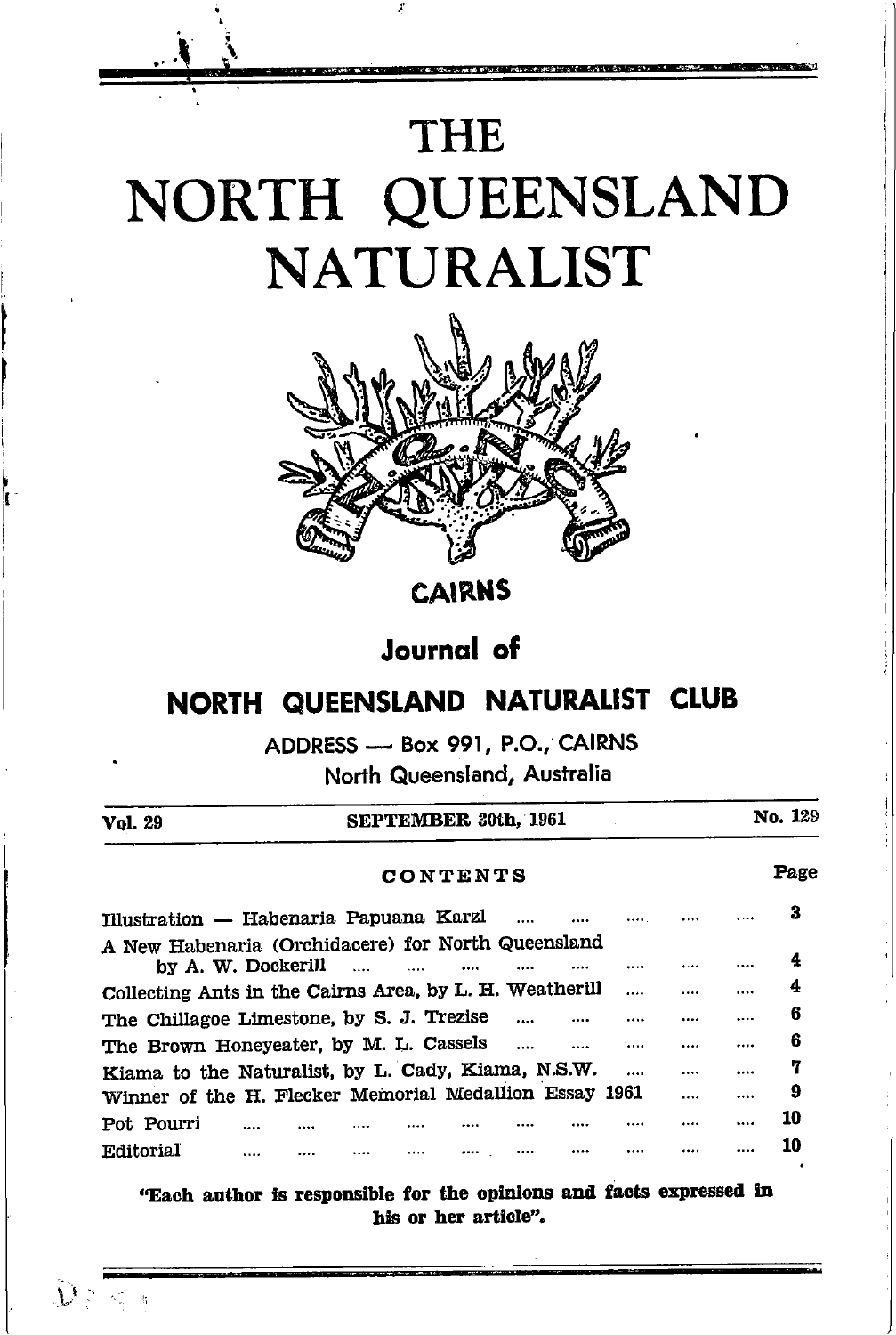# THE NORTH QUEENSLAND NATURALIST

CAIRNS

**Journal of**

## NORTH QUEENSLAND NATURALIST CLUB

ADDRESS — Box 991, P.O., CAIRNS
North Queensland, Australia

| Vol. 29 | SEPTEMBER 30th, 1961 | No. 129 |
|---|---|---|

### CONTENTS

| | Page |
|---|---|
| Illustration — Habenaria Papuana Karzl | 3 |
| A New Habenaria (Orchidacere) for North Queensland by A. W. Dockerill | 4 |
| Collecting Ants in the Cairns Area, by L. H. Weatherill | 4 |
| The Chillagoe Limestone, by S. J. Trezise | 6 |
| The Brown Honeyeater, by M. L. Cassels | 6 |
| Kiama to the Naturalist, by L. Cady, Kiama, N.S.W. | 7 |
| Winner of the H. Flecker Memorial Medallion Essay 1961 | 9 |
| Pot Pourri | 10 |
| Editorial | 10 |

**"Each author is responsible for the opinions and facts expressed in his or her article".**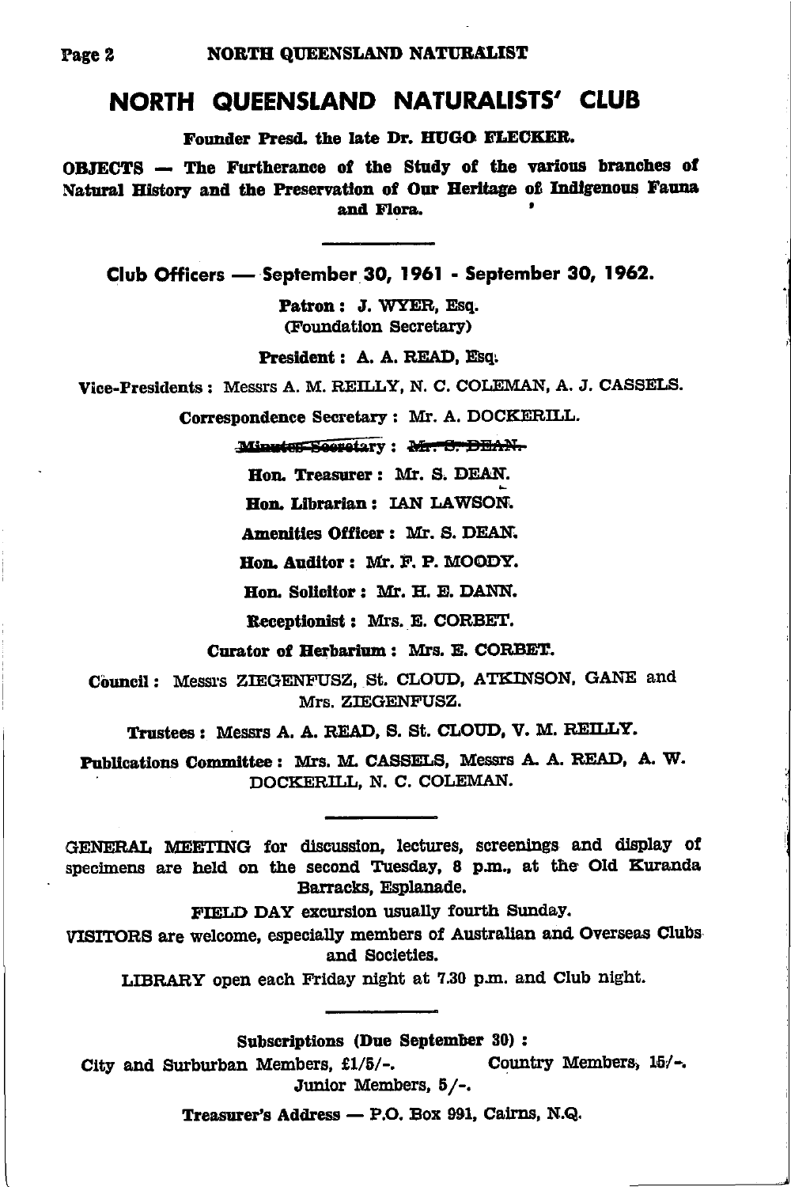# NORTH QUEENSLAND NATURALISTS' CLUB

**Founder Presd. the late Dr. HUGO FLECKER.**

**OBJECTS — The Furtherance of the Study of the various branches of Natural History and the Preservation of Our Heritage of Indigenous Fauna and Flora.**

---

## Club Officers — September 30, 1961 - September 30, 1962.

**Patron :** J. WYER, Esq. (Foundation Secretary)

**President :** A. A. READ, Esq.

**Vice-Presidents :** Messrs A. M. REILLY, N. C. COLEMAN, A. J. CASSELS.

**Correspondence Secretary :** Mr. A. DOCKERILL.

~~**Minutes Secretary :** Mr. S. DEAN.~~

**Hon. Treasurer :** Mr. S. DEAN.

**Hon. Librarian :** IAN LAWSON.

**Amenities Officer :** Mr. S. DEAN.

**Hon. Auditor :** Mr. F. P. MOODY.

**Hon. Solicitor :** Mr. H. E. DANN.

**Receptionist :** Mrs. E. CORBET.

**Curator of Herbarium :** Mrs. E. CORBET.

**Council :** Messrs ZIEGENFUSZ, St. CLOUD, ATKINSON, GANE and Mrs. ZIEGENFUSZ.

**Trustees :** Messrs A. A. READ, S. St. CLOUD, V. M. REILLY.

**Publications Committee :** Mrs. M. CASSELS, Messrs A. A. READ, A. W. DOCKERILL, N. C. COLEMAN.

---

GENERAL MEETING for discussion, lectures, screenings and display of specimens are held on the second Tuesday, 8 p.m., at the Old Kuranda Barracks, Esplanade.

FIELD DAY excursion usually fourth Sunday.

VISITORS are welcome, especially members of Australian and Overseas Clubs and Societies.

LIBRARY open each Friday night at 7.30 p.m. and Club night.

---

**Subscriptions (Due September 30) :**

City and Surburban Members, £1/5/-. Country Members, 15/-. Junior Members, 5/-.

**Treasurer's Address — P.O. Box 991, Cairns, N.Q.**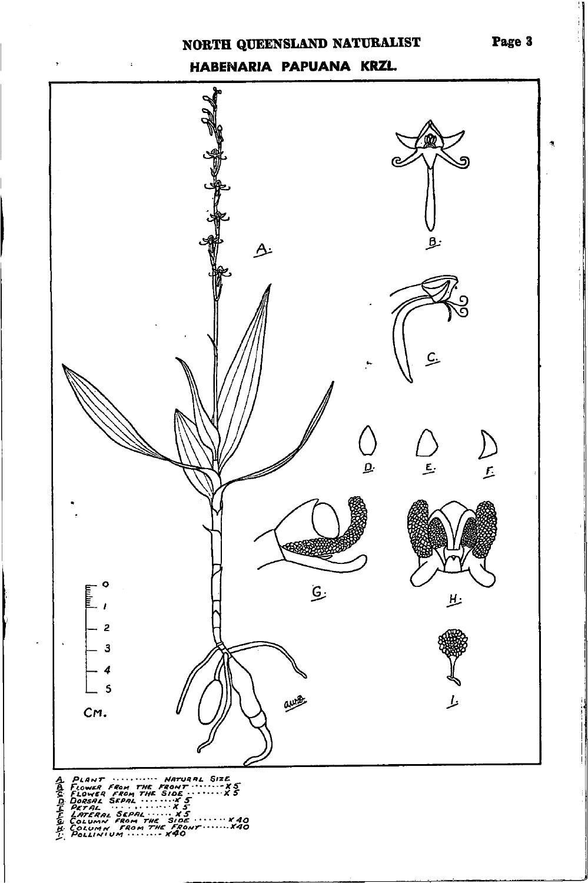## HABENARIA PAPUANA KRZL.

A. Plant ........... Natural Size
B. Flower from the Front ........ x 5
C. Flower from the Side ........ x 5
D. Dorsal Sepal ........ x 5
E. Petal ............. x 5
F. Lateral Sepal ....... x 5
G. Column from the Side ........ x 40
H. Column from the Front ........ x 40
I. Pollinium ......... x 40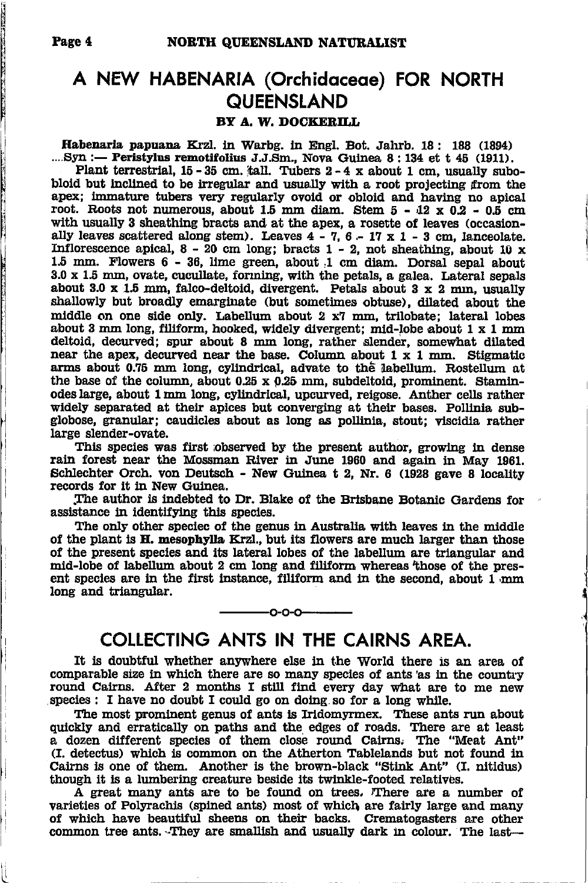# A NEW HABENARIA (Orchidaceae) FOR NORTH QUEENSLAND

**BY A. W. DOCKERILL**

**Habenaria papuana** Krzl. in Warbg. in Engl. Bot. Jahrb. 18 : 188 (1894) ....Syn :— **Peristylus remotifolius** J.J.Sm., Nova Guinea 8 : 134 et t 45 (1911).

Plant terrestrial, 15 - 35 cm. tall. Tubers 2 - 4 x about 1 cm, usually subobloid but inclined to be irregular and usually with a root projecting from the apex; immature tubers very regularly ovoid or obloid and having no apical root. Roots not numerous, about 1.5 mm diam. Stem 5 - 12 x 0.2 - 0.5 cm with usually 3 sheathing bracts and at the apex, a rosette of leaves (occasionally leaves scattered along stem). Leaves 4 - 7, 6 - 17 x 1 - 3 cm, lanceolate. Inflorescence apical, 8 - 20 cm long; bracts 1 - 2, not sheathing, about 10 x 1.5 mm. Flowers 6 - 36, lime green, about 1 cm diam. Dorsal sepal about 3.0 x 1.5 mm, ovate, cucullate, forming, with the petals, a galea. Lateral sepals about 3.0 x 1.5 mm, falco-deltoid, divergent. Petals about 3 x 2 mm, usually shallowly but broadly emarginate (but sometimes obtuse), dilated about the middle on one side only. Labellum about 2 x7 mm, trilobate; lateral lobes about 3 mm long, filiform, hooked, widely divergent; mid-lobe about 1 x 1 mm deltoid, decurved; spur about 8 mm long, rather slender, somewhat dilated near the apex, decurved near the base. Column about 1 x 1 mm. Stigmatic arms about 0.75 mm long, cylindrical, advate to thē labellum. Rostellum at the base of the column, about 0.25 x 0.25 mm, subdeltoid, prominent. Staminodes large, about 1 mm long, cylindrical, upcurved, reigose. Anther cells rather widely separated at their apices but converging at their bases. Pollinia subglobose, granular; caudicles about as long as pollinia, stout; viscidia rather large slender-ovate.

This species was first observed by the present author, growing in dense rain forest near the Mossman River in June 1960 and again in May 1961. Schlechter Orch. von Deutsch - New Guinea t 2, Nr. 6 (1928 gave 8 locality records for it in New Guinea.

The author is indebted to Dr. Blake of the Brisbane Botanic Gardens for assistance in identifying this species.

The only other speciec of the genus in Australia with leaves in the middle of the plant is **H. mesophylla** Krzl., but its flowers are much larger than those of the present species and its lateral lobes of the labellum are triangular and mid-lobe of labellum about 2 cm long and filiform whereas those of the present species are in the first instance, filiform and in the second, about 1 mm long and triangular.

---o-o-o---

# COLLECTING ANTS IN THE CAIRNS AREA.

It is doubtful whether anywhere else in the World there is an area of comparable size in which there are so many species of ants as in the country round Cairns. After 2 months I still find every day what are to me new species : I have no doubt I could go on doing so for a long while.

The most prominent genus of ants is Iridomyrmex. These ants run about quickly and erratically on paths and the edges of roads. There are at least a dozen different species of them close round Cairns. The "Meat Ant" (I. detectus) which is common on the Atherton Tablelands but not found in Cairns is one of them. Another is the brown-black "Stink Ant" (I. nitidus) though it is a lumbering creature beside its twinkle-footed relatives.

A great many ants are to be found on trees. There are a number of varieties of Polyrachis (spined ants) most of which are fairly large and many of which have beautiful sheens on their backs. Crematogasters are other common tree ants. They are smallish and usually dark in colour. The last—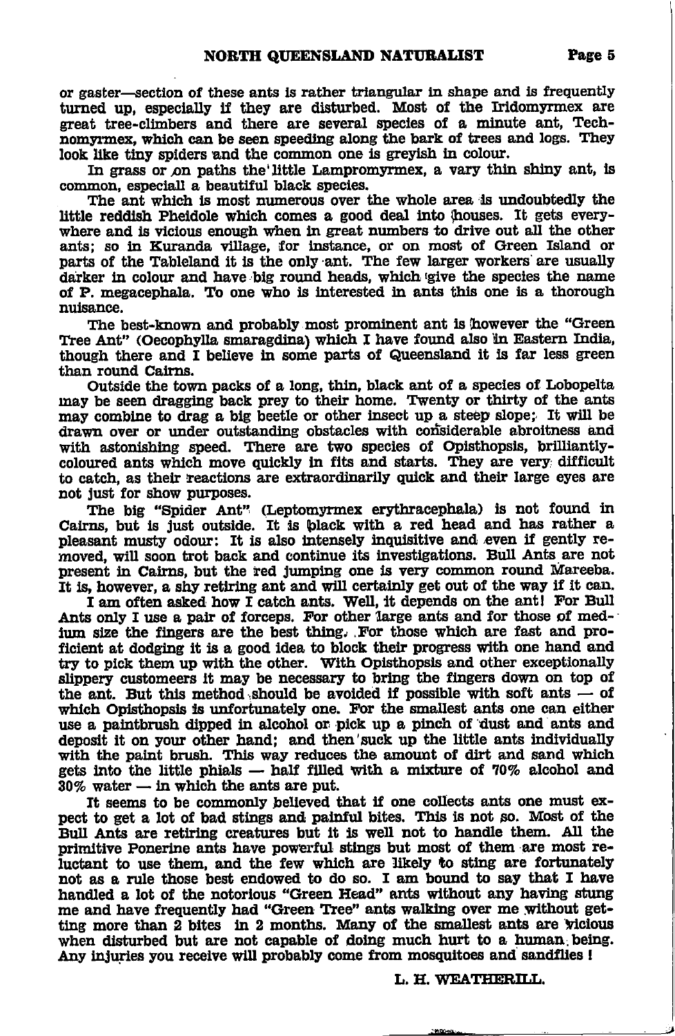or gaster—section of these ants is rather triangular in shape and is frequently turned up, especially if they are disturbed. Most of the Iridomyrmex are great tree-climbers and there are several species of a minute ant, Technomyrmex, which can be seen speeding along the bark of trees and logs. They look like tiny spiders and the common one is greyish in colour.

In grass or on paths the little Lampromyrmex, a vary thin shiny ant, is common, especiall a beautiful black species.

The ant which is most numerous over the whole area is undoubtedly the little reddish Pheidole which comes a good deal into houses. It gets everywhere and is vicious enough when in great numbers to drive out all the other ants; so in Kuranda village, for instance, or on most of Green Island or parts of the Tableland it is the only ant. The few larger workers are usually darker in colour and have big round heads, which give the species the name of P. megacephala. To one who is interested in ants this one is a thorough nuisance.

The best-known and probably most prominent ant is however the "Green Tree Ant" (Oecophylla smaragdina) which I have found also in Eastern India, though there and I believe in some parts of Queensland it is far less green than round Cairns.

Outside the town packs of a long, thin, black ant of a species of Lobopelta may be seen dragging back prey to their home. Twenty or thirty of the ants may combine to drag a big beetle or other insect up a steep slope. It will be drawn over or under outstanding obstacles with considerable abroitness and with astonishing speed. There are two species of Opisthopsis, brilliantly-coloured ants which move quickly in fits and starts. They are very difficult to catch, as their reactions are extraordinarily quick and their large eyes are not just for show purposes.

The big "Spider Ant" (Leptomyrmex erythracephala) is not found in Cairns, but is just outside. It is black with a red head and has rather a pleasant musty odour. It is also intensely inquisitive and even if gently removed, will soon trot back and continue its investigations. Bull Ants are not present in Cairns, but the red jumping one is very common round Mareeba. It is, however, a shy retiring ant and will certainly get out of the way if it can.

I am often asked how I catch ants. Well, it depends on the ant! For Bull Ants only I use a pair of forceps. For other large ants and for those of medium size the fingers are the best thing. For those which are fast and proficient at dodging it is a good idea to block their progress with one hand and try to pick them up with the other. With Opisthopsis and other exceptionally slippery customeers it may be necessary to bring the fingers down on top of the ant. But this method should be avoided if possible with soft ants — of which Opisthopsis is unfortunately one. For the smallest ants one can either use a paintbrush dipped in alcohol or pick up a pinch of dust and ants and deposit it on your other hand; and then suck up the little ants individually with the paint brush. This way reduces the amount of dirt and sand which gets into the little phials — half filled with a mixture of 70% alcohol and 30% water — in which the ants are put.

It seems to be commonly believed that if one collects ants one must expect to get a lot of bad stings and painful bites. This is not so. Most of the Bull Ants are retiring creatures but it is well not to handle them. All the primitive Ponerine ants have powerful stings but most of them are most reluctant to use them, and the few which are likely to sting are fortunately not as a rule those best endowed to do so. I am bound to say that I have handled a lot of the notorious "Green Head" ants without any having stung me and have frequently had "Green Tree" ants walking over me without getting more than 2 bites in 2 months. Many of the smallest ants are vicious when disturbed but are not capable of doing much hurt to a human being. Any injuries you receive will probably come from mosquitoes and sandflies!

L. H. WEATHERILL.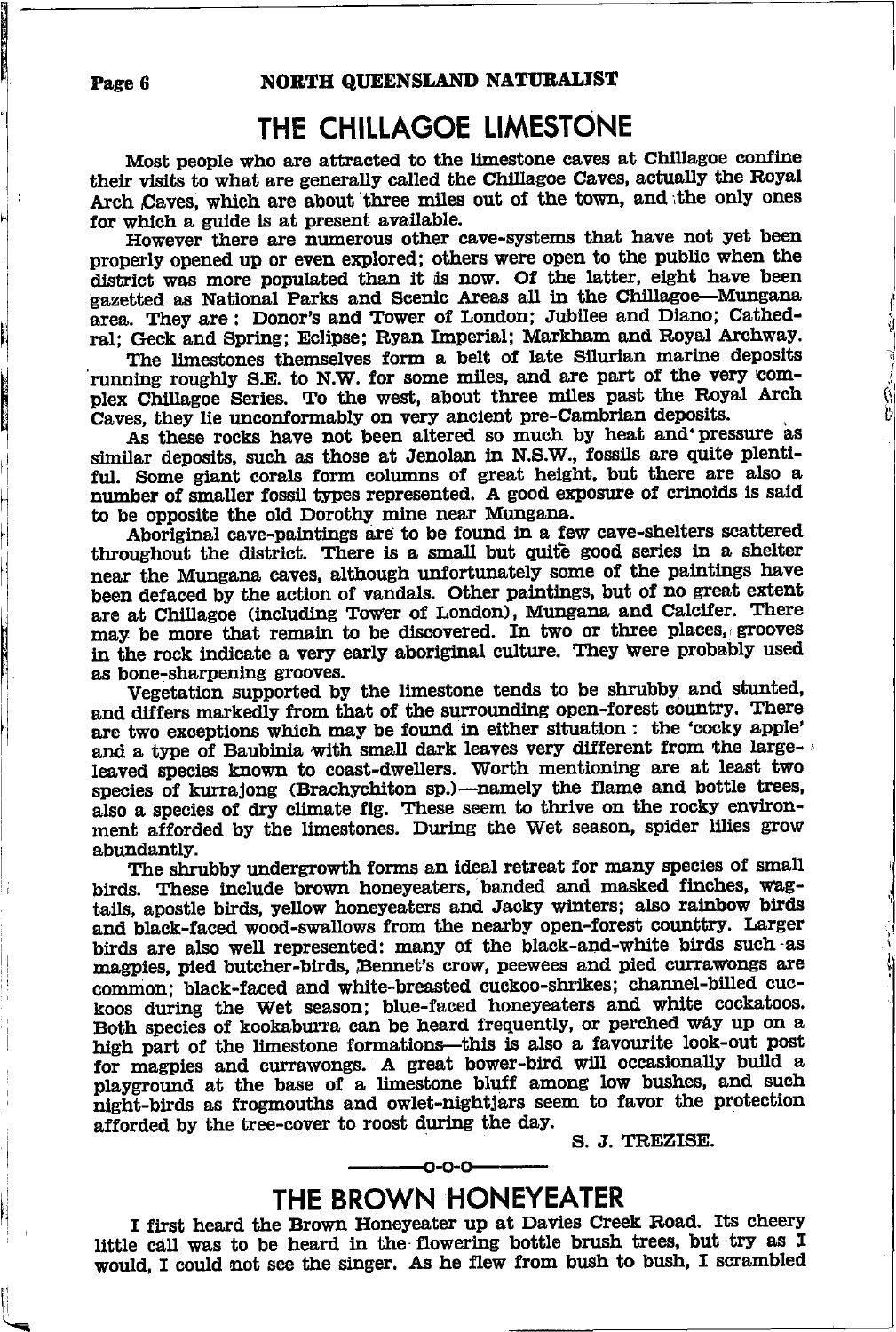# THE CHILLAGOE LIMESTONE

Most people who are attracted to the limestone caves at Chillagoe confine their visits to what are generally called the Chillagoe Caves, actually the Royal Arch Caves, which are about three miles out of the town, and the only ones for which a guide is at present available.

However there are numerous other cave-systems that have not yet been properly opened up or even explored; others were open to the public when the district was more populated than it is now. Of the latter, eight have been gazetted as National Parks and Scenic Areas all in the Chillagoe—Mungana area. They are: Donor's and Tower of London; Jubilee and Diano; Cathedral; Geck and Spring; Eclipse; Ryan Imperial; Markham and Royal Archway.

The limestones themselves form a belt of late Silurian marine deposits running roughly S.E. to N.W. for some miles, and are part of the very complex Chillagoe Series. To the west, about three miles past the Royal Arch Caves, they lie unconformably on very ancient pre-Cambrian deposits.

As these rocks have not been altered so much by heat and pressure as similar deposits, such as those at Jenolan in N.S.W., fossils are quite plentiful. Some giant corals form columns of great height, but there are also a number of smaller fossil types represented. A good exposure of crinoids is said to be opposite the old Dorothy mine near Mungana.

Aboriginal cave-paintings are to be found in a few cave-shelters scattered throughout the district. There is a small but quite good series in a shelter near the Mungana caves, although unfortunately some of the paintings have been defaced by the action of vandals. Other paintings, but of no great extent are at Chillagoe (including Tower of London), Mungana and Calcifer. There may be more that remain to be discovered. In two or three places, grooves in the rock indicate a very early aboriginal culture. They were probably used as bone-sharpening grooves.

Vegetation supported by the limestone tends to be shrubby and stunted, and differs markedly from that of the surrounding open-forest country. There are two exceptions which may be found in either situation: the 'cocky apple' and a type of Baubinia with small dark leaves very different from the large-leaved species known to coast-dwellers. Worth mentioning are at least two species of kurrajong (Brachychiton sp.)—namely the flame and bottle trees, also a species of dry climate fig. These seem to thrive on the rocky environment afforded by the limestones. During the Wet season, spider lilies grow abundantly.

The shrubby undergrowth forms an ideal retreat for many species of small birds. These include brown honeyeaters, banded and masked finches, wagtails, apostle birds, yellow honeyeaters and Jacky winters; also rainbow birds and black-faced wood-swallows from the nearby open-forest counttry. Larger birds are also well represented: many of the black-and-white birds such as magpies, pied butcher-birds, Bennet's crow, peewees and pied currawongs are common; black-faced and white-breasted cuckoo-shrikes; channel-billed cuckoos during the Wet season; blue-faced honeyeaters and white cockatoos. Both species of kookaburra can be heard frequently, or perched way up on a high part of the limestone formations—this is also a favourite look-out post for magpies and currawongs. A great bower-bird will occasionally build a playground at the base of a limestone bluff among low bushes, and such night-birds as frogmouths and owlet-nightjars seem to favor the protection afforded by the tree-cover to roost during the day.

S. J. TREZISE.

—o-o-o—

# THE BROWN HONEYEATER

I first heard the Brown Honeyeater up at Davies Creek Road. Its cheery little call was to be heard in the flowering bottle brush trees, but try as I would, I could not see the singer. As he flew from bush to bush, I scrambled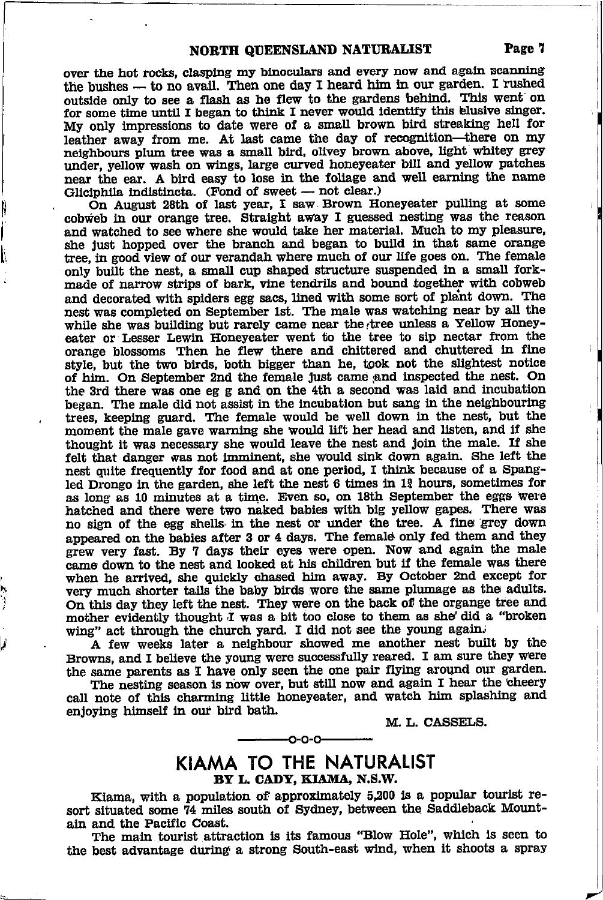over the hot rocks, clasping my binoculars and every now and again scanning the bushes — to no avail. Then one day I heard him in our garden. I rushed outside only to see a flash as he flew to the gardens behind. This went on for some time until I began to think I never would identify this elusive singer. My only impressions to date were of a small brown bird streaking hell for leather away from me. At last came the day of recognition—there on my neighbours plum tree was a small bird, olivey brown above, light whitey grey under, yellow wash on wings, large curved honeyeater bill and yellow patches near the ear. A bird easy to lose in the foliage and well earning the name Gliciphila indistincta. (Fond of sweet — not clear.)

On August 28th of last year, I saw Brown Honeyeater pulling at some cobweb in our orange tree. Straight away I guessed nesting was the reason and watched to see where she would take her material. Much to my pleasure, she just hopped over the branch and began to build in that same orange tree, in good view of our verandah where much of our life goes on. The female only built the nest, a small cup shaped structure suspended in a small fork-made of narrow strips of bark, vine tendrils and bound together with cobweb and decorated with spiders egg sacs, lined with some sort of plant down. The nest was completed on September 1st. The male was watching near by all the while she was building but rarely came near the tree unless a Yellow Honeyeater or Lesser Lewin Honeyeater went to the tree to sip nectar from the orange blossoms Then he flew there and chittered and chuttered in fine style, but the two birds, both bigger than he, took not the slightest notice of him. On September 2nd the female just came and inspected the nest. On the 3rd there was one eg g and on the 4th a second was laid and incubation began. The male did not assist in the incubation but sang in the neighbouring trees, keeping guard. The female would be well down in the nest, but the moment the male gave warning she would lift her head and listen, and if she thought it was necessary she would leave the nest and join the male. If she felt that danger was not imminent, she would sink down again. She left the nest quite frequently for food and at one period, I think because of a Spangled Drongo in the garden, she left the nest 6 times in 1½ hours, sometimes for as long as 10 minutes at a time. Even so, on 18th September the eggs were hatched and there were two naked babies with big yellow gapes. There was no sign of the egg shells in the nest or under the tree. A fine grey down appeared on the babies after 3 or 4 days. The female only fed them and they grew very fast. By 7 days their eyes were open. Now and again the male came down to the nest and looked at his children but if the female was there when he arrived, she quickly chased him away. By October 2nd except for very much shorter tails the baby birds wore the same plumage as the adults. On this day they left the nest. They were on the back of the organge tree and mother evidently thought I was a bit too close to them as she did a "broken wing" act through the church yard. I did not see the young again.

A few weeks later a neighbour showed me another nest built by the Browns, and I believe the young were successfully reared. I am sure they were the same parents as I have only seen the one pair flying around our garden.

The nesting season is now over, but still now and again I hear the cheery call note of this charming little honeyeater, and watch him splashing and enjoying himself in our bird bath.

M. L. CASSELS.

—o-o-o—

## KIAMA TO THE NATURALIST

**BY L. CADY, KIAMA, N.S.W.**

Kiama, with a population of approximately 5,200 is a popular tourist resort situated some 74 miles south of Sydney, between the Saddleback Mountain and the Pacific Coast.

The main tourist attraction is its famous "Blow Hole", which is seen to the best advantage during a strong South-east wind, when it shoots a spray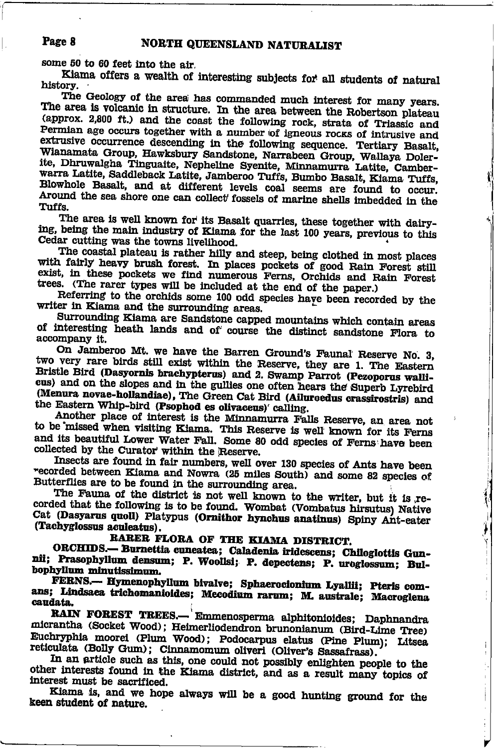some 50 to 60 feet into the air.

Kiama offers a wealth of interesting subjects for all students of natural history.

The Geology of the area has commanded much interest for many years. The area is volcanic in structure. In the area between the Robertson plateau (approx. 2,800 ft.) and the coast the following rock, strata of Triassic and Permian age occurs together with a number of igneous rocks of intrusive and extrusive occurrence descending in the following sequence. Tertiary Basalt, Wianamata Group, Hawksbury Sandstone, Narrabeen Group, Wallaya Dolerite, Dhruwalgha Tinguaite, Nepheline Syenite, Minnamurra Latite, Camberwarra Latite, Saddleback Latite, Jamberoo Tuffs, Bumbo Basalt, Kiama Tuffs, Blowhole Basalt, and at different levels coal seems are found to occur. Around the sea shore one can collect fossels of marine shells imbedded in the Tuffs.

The area is well known for its Basalt quarries, these together with dairying, being the main industry of Kiama for the last 100 years, previous to this Cedar cutting was the towns livelihood.

The coastal plateau is rather hilly and steep, being clothed in most places with fairly heavy brush forest. In places pockets of good Rain Forest still exist, in these pockets we find numerous Ferns, Orchids and Rain Forest trees. (The rarer types will be included at the end of the paper.)

Referring to the orchids some 100 odd species have been recorded by the writer in Kiama and the surrounding areas.

Surrounding Kiama are Sandstone capped mountains which contain areas of interesting heath lands and of course the distinct sandstone Flora to accompany it.

On Jamberoo Mt. we have the Barren Ground's Faunal Reserve No. 3, two very rare birds still exist within the Reserve, they are 1. The Eastern Bristle Bird (**Dasyornis brachypterus**) and 2. Swamp Parrot (**Pezoporus wallicus**) and on the slopes and in the gullies one often hears the Superb Lyrebird (**Menura novae-hollandiae**), The Green Cat Bird (**Ailuroedus crassirostris**) and the Eastern Whip-bird (**Psophod es olivaceus**) calling.

Another place of interest is the Minnamurra Falls Reserve, an area not to be missed when visiting Kiama. This Reserve is well known for its Ferns and its beautiful Lower Water Fall. Some 80 odd species of Ferns have been collected by the Curator within the Reserve.

Insects are found in fair numbers, well over 130 species of Ants have been recorded between Kiama and Nowra (25 miles South) and some 82 species of Butterflies are to be found in the surrounding area.

The Fauna of the district is not well known to the writer, but it is recorded that the following is to be found. Wombat (Vombatus hirsutus) Native Cat (**Dasyarus quoll**) Platypus (**Ornithor hynchus anatinus**) Spiny Ant-eater (**Tachyglossus aculeatus**).

## RARER FLORA OF THE KIAMA DISTRICT.

**ORCHIDS.— Burnettia cuneatea; Caladenia iridescens; Chiloglottis Gunnii; Prasophyllum densum; P. Woolsi; P. depectens; P. uroglossum; Bulbophyllum minutissimum.**

**FERNS.— Hymenophyllum bivalve; Sphaerocionium Lyallii; Pteris comans; Lindsaea trichomanioides; Mecodium rarum; M. australe; Macroglena caudata.**

**RAIN FOREST TREES.—** Emmenosperma alphitonioides; Daphnandra micrantha (Socket Wood); Heimerliodendron brunonianum (Bird-Lime Tree) Euchryphia moorei (Plum Wood); Podocarpus elatus (Pine Plum); Litsea reticulata (Bolly Gum); Cinnamomum oliveri (Oliver's Sassafrass).

In an article such as this, one could not possibly enlighten people to the other interests found in the Kiama district, and as a result many topics of interest must be sacrificed.

Kiama is, and we hope always will be a good hunting ground for the keen student of nature.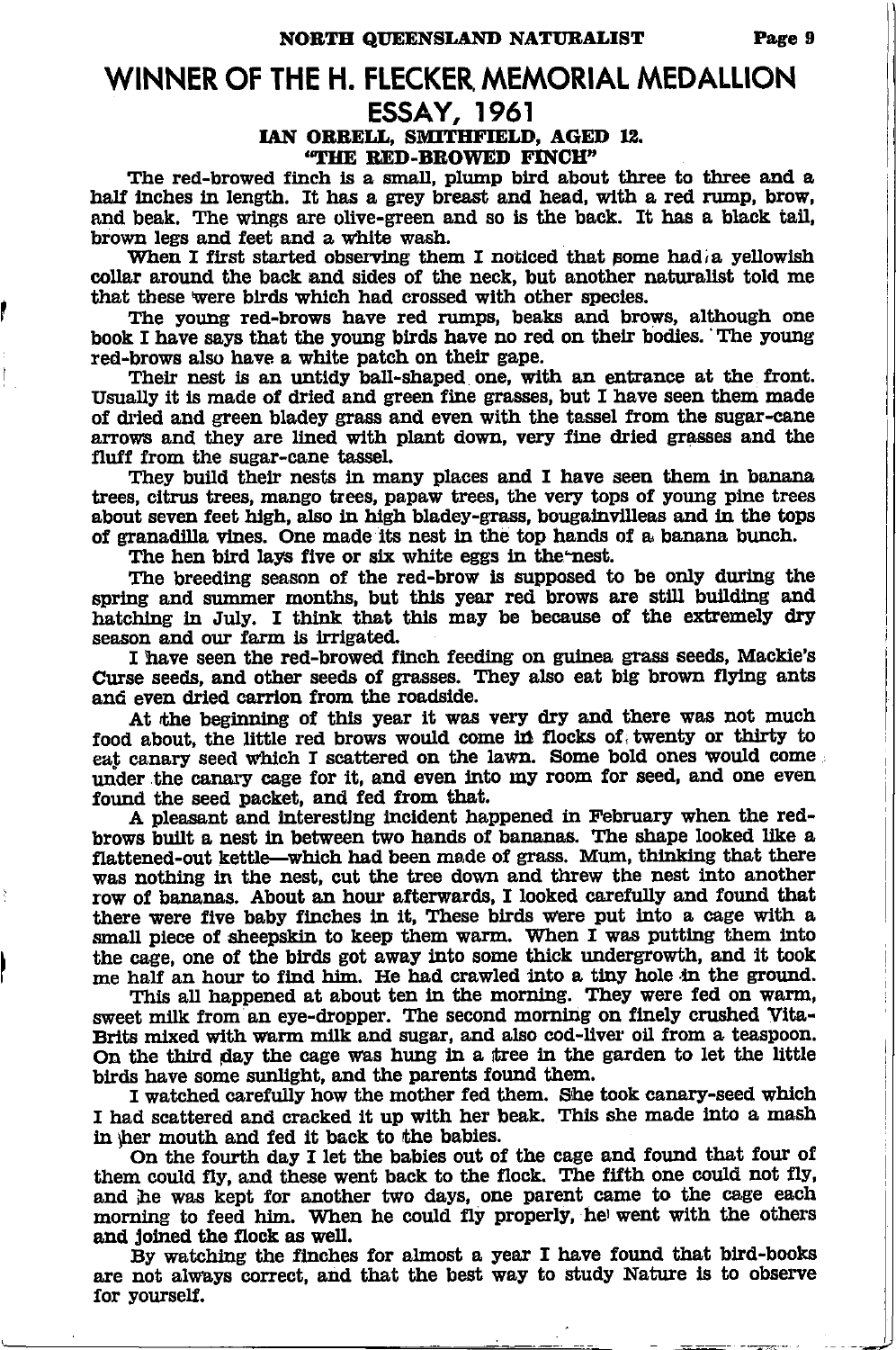# WINNER OF THE H. FLECKER MEMORIAL MEDALLION

## ESSAY, 1961

### IAN ORRELL, SMITHFIELD, AGED 12.

### "THE RED-BROWED FINCH"

The red-browed finch is a small, plump bird about three to three and a half inches in length. It has a grey breast and head, with a red rump, brow, and beak. The wings are olive-green and so is the back. It has a black tail, brown legs and feet and a white wash.

When I first started observing them I noticed that some had a yellowish collar around the back and sides of the neck, but another naturalist told me that these were birds which had crossed with other species.

The young red-brows have red rumps, beaks and brows, although one book I have says that the young birds have no red on their bodies. The young red-brows also have a white patch on their gape.

Their nest is an untidy ball-shaped one, with an entrance at the front. Usually it is made of dried and green fine grasses, but I have seen them made of dried and green bladey grass and even with the tassel from the sugar-cane arrows and they are lined with plant down, very fine dried grasses and the fluff from the sugar-cane tassel.

They build their nests in many places and I have seen them in banana trees, citrus trees, mango trees, papaw trees, the very tops of young pine trees about seven feet high, also in high bladey-grass, bougainvilleas and in the tops of granadilla vines. One made its nest in the top hands of a banana bunch.

The hen bird lays five or six white eggs in the nest.

The breeding season of the red-brow is supposed to be only during the spring and summer months, but this year red brows are still building and hatching in July. I think that this may be because of the extremely dry season and our farm is irrigated.

I have seen the red-browed finch feeding on guinea grass seeds, Mackie's Curse seeds, and other seeds of grasses. They also eat big brown flying ants and even dried carrion from the roadside.

At the beginning of this year it was very dry and there was not much food about, the little red brows would come in flocks of twenty or thirty to eat canary seed which I scattered on the lawn. Some bold ones would come under the canary cage for it, and even into my room for seed, and one even found the seed packet, and fed from that.

A pleasant and interesting incident happened in February when the red-brows built a nest in between two hands of bananas. The shape looked like a flattened-out kettle—which had been made of grass. Mum, thinking that there was nothing in the nest, cut the tree down and threw the nest into another row of bananas. About an hour afterwards, I looked carefully and found that there were five baby finches in it, These birds were put into a cage with a small piece of sheepskin to keep them warm. When I was putting them into the cage, one of the birds got away into some thick undergrowth, and it took me half an hour to find him. He had crawled into a tiny hole in the ground.

This all happened at about ten in the morning. They were fed on warm, sweet milk from an eye-dropper. The second morning on finely crushed Vita-Brits mixed with warm milk and sugar, and also cod-liver oil from a teaspoon. On the third day the cage was hung in a tree in the garden to let the little birds have some sunlight, and the parents found them.

I watched carefully how the mother fed them. She took canary-seed which I had scattered and cracked it up with her beak. This she made into a mash in her mouth and fed it back to the babies.

On the fourth day I let the babies out of the cage and found that four of them could fly, and these went back to the flock. The fifth one could not fly, and he was kept for another two days, one parent came to the cage each morning to feed him. When he could fly properly, he went with the others and joined the flock as well.

By watching the finches for almost a year I have found that bird-books are not always correct, and that the best way to study Nature is to observe for yourself.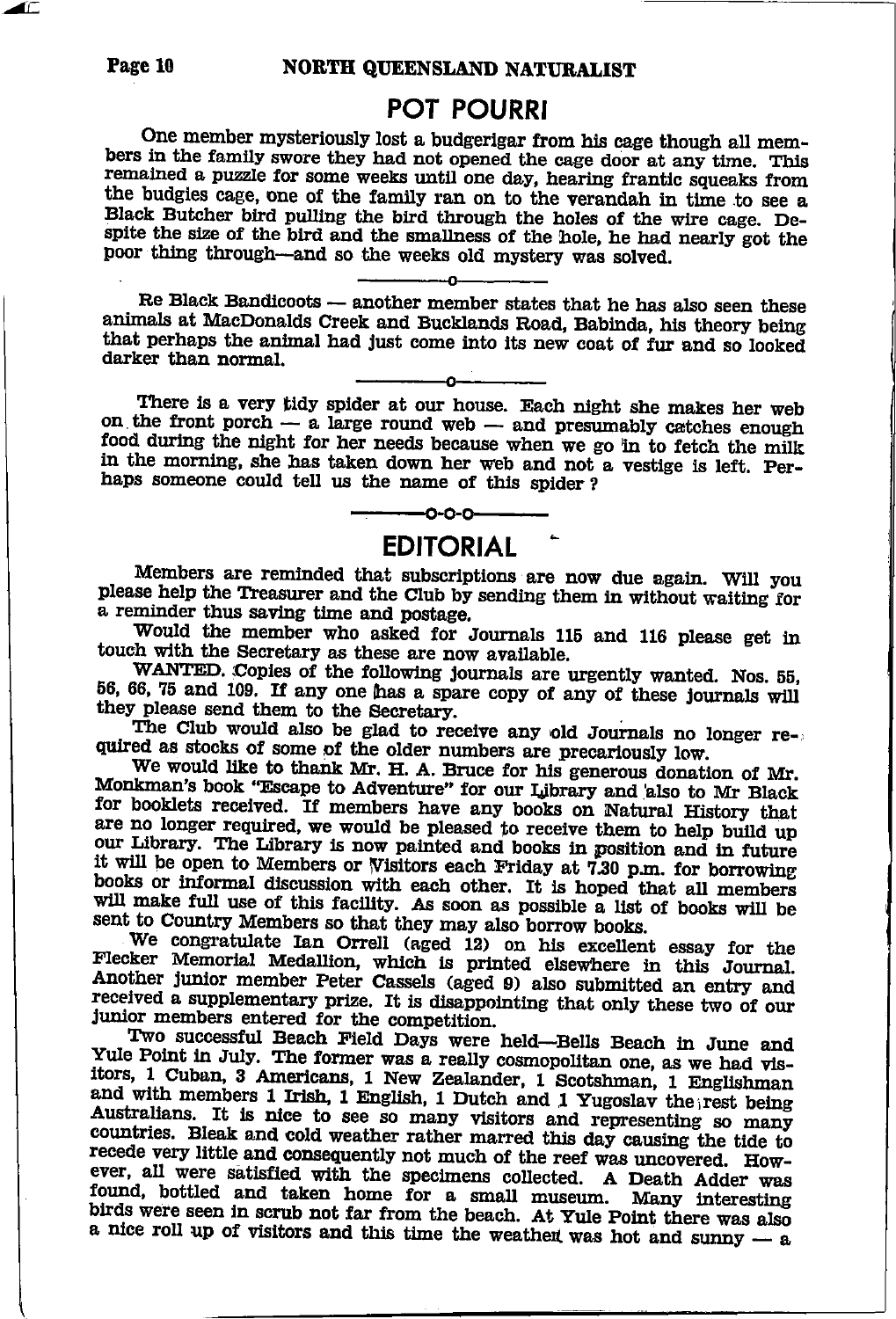## POT POURRI

One member mysteriously lost a budgerigar from his cage though all members in the family swore they had not opened the cage door at any time. This remained a puzzle for some weeks until one day, hearing frantic squeaks from the budgies cage, one of the family ran on to the verandah in time to see a Black Butcher bird pulling the bird through the holes of the wire cage. Despite the size of the bird and the smallness of the hole, he had nearly got the poor thing through—and so the weeks old mystery was solved.

—o—

Re Black Bandicoots — another member states that he has also seen these animals at MacDonalds Creek and Bucklands Road, Babinda, his theory being that perhaps the animal had just come into its new coat of fur and so looked darker than normal.

—o—

There is a very tidy spider at our house. Each night she makes her web on the front porch — a large round web — and presumably catches enough food during the night for her needs because when we go in to fetch the milk in the morning, she has taken down her web and not a vestige is left. Perhaps someone could tell us the name of this spider?

—o-o-o—

## EDITORIAL

Members are reminded that subscriptions are now due again. Will you please help the Treasurer and the Club by sending them in without waiting for a reminder thus saving time and postage.

Would the member who asked for Journals 115 and 116 please get in touch with the Secretary as these are now available.

WANTED. Copies of the following journals are urgently wanted. Nos. 55, 56, 66, 75 and 109. If any one has a spare copy of any of these journals will they please send them to the Secretary.

The Club would also be glad to receive any old Journals no longer required as stocks of some of the older numbers are precariously low.

We would like to thank Mr. H. A. Bruce for his generous donation of Mr. Monkman's book "Escape to Adventure" for our Library and also to Mr Black for booklets received. If members have any books on Natural History that are no longer required, we would be pleased to receive them to help build up our Library. The Library is now painted and books in position and in future it will be open to Members or Visitors each Friday at 7.30 p.m. for borrowing books or informal discussion with each other. It is hoped that all members will make full use of this facility. As soon as possible a list of books will be sent to Country Members so that they may also borrow books.

We congratulate Ian Orrell (aged 12) on his excellent essay for the Flecker Memorial Medallion, which is printed elsewhere in this Journal. Another junior member Peter Cassels (aged 9) also submitted an entry and received a supplementary prize. It is disappointing that only these two of our junior members entered for the competition.

Two successful Beach Field Days were held—Bells Beach in June and Yule Point in July. The former was a really cosmopolitan one, as we had visitors, 1 Cuban, 3 Americans, 1 New Zealander, 1 Scotsman, 1 Englishman and with members 1 Irish, 1 English, 1 Dutch and 1 Yugoslav the rest being Australians. It is nice to see so many visitors and representing so many countries. Bleak and cold weather rather marred this day causing the tide to recede very little and consequently not much of the reef was uncovered. However, all were satisfied with the specimens collected. A Death Adder was found, bottled and taken home for a small museum. Many interesting birds were seen in scrub not far from the beach. At Yule Point there was also a nice roll up of visitors and this time the weather was hot and sunny — a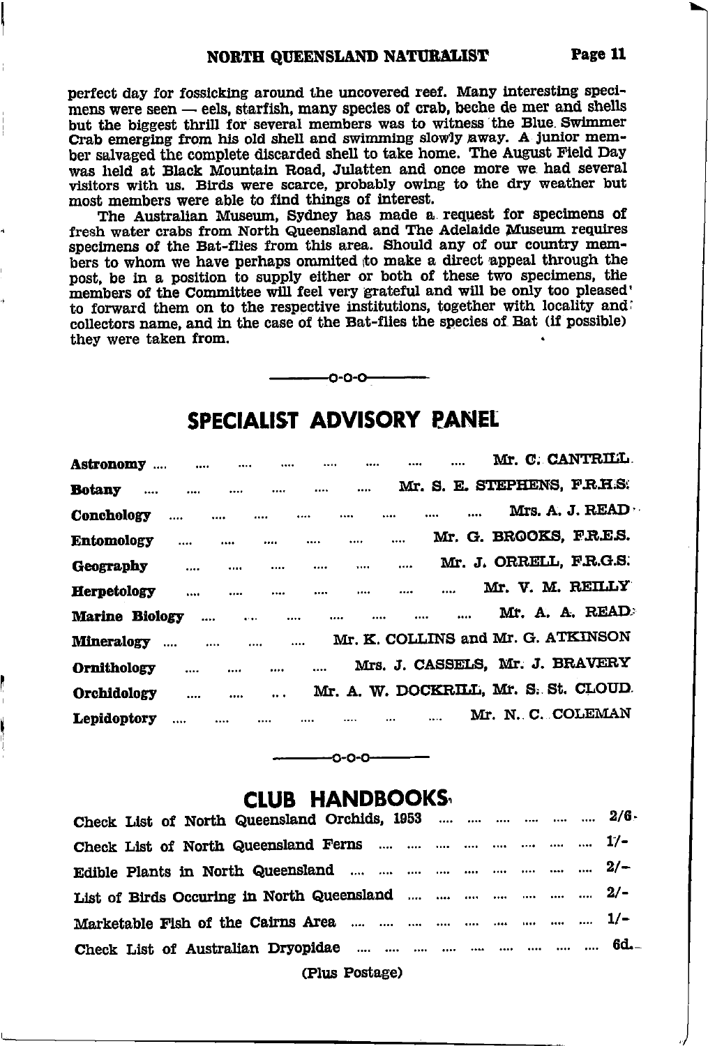perfect day for fossicking around the uncovered reef. Many interesting specimens were seen — eels, starfish, many species of crab, beche de mer and shells but the biggest thrill for several members was to witness the Blue Swimmer Crab emerging from his old shell and swimming slowly away. A junior member salvaged the complete discarded shell to take home. The August Field Day was held at Black Mountain Road, Julatten and once more we had several visitors with us. Birds were scarce, probably owing to the dry weather but most members were able to find things of interest.

The Australian Museum, Sydney has made a request for specimens of fresh water crabs from North Queensland and The Adelaide Museum requires specimens of the Bat-flies from this area. Should any of our country members to whom we have perhaps ommited to make a direct appeal through the post, be in a position to supply either or both of these two specimens, the members of the Committee will feel very grateful and will be only too pleased to forward them on to the respective institutions, together with locality and collectors name, and in the case of the Bat-flies the species of Bat (if possible) they were taken from.

---

## SPECIALIST ADVISORY PANEL

| | |
|---|---|
| **Astronomy** | Mr. C. CANTRILL |
| **Botany** | Mr. S. E. STEPHENS, F.R.H.S. |
| **Conchology** | Mrs. A. J. READ |
| **Entomology** | Mr. G. BROOKS, F.R.E.S. |
| **Geography** | Mr. J. ORRELL, F.R.G.S. |
| **Herpetology** | Mr. V. M. REILLY |
| **Marine Biology** | Mr. A. A. READ |
| **Mineralogy** | Mr. K. COLLINS and Mr. G. ATKINSON |
| **Ornithology** | Mrs. J. CASSELS, Mr. J. BRAVERY |
| **Orchidology** | Mr. A. W. DOCKRILL, Mr. S. St. CLOUD |
| **Lepidoptory** | Mr. N. C. COLEMAN |

---

## CLUB HANDBOOKS

| | |
|---|---|
| Check List of North Queensland Orchids, 1953 | 2/6 |
| Check List of North Queensland Ferns | 1/- |
| Edible Plants in North Queensland | 2/- |
| List of Birds Occuring in North Queensland | 2/- |
| Marketable Fish of the Cairns Area | 1/- |
| Check List of Australian Dryopidae | 6d. |

(Plus Postage)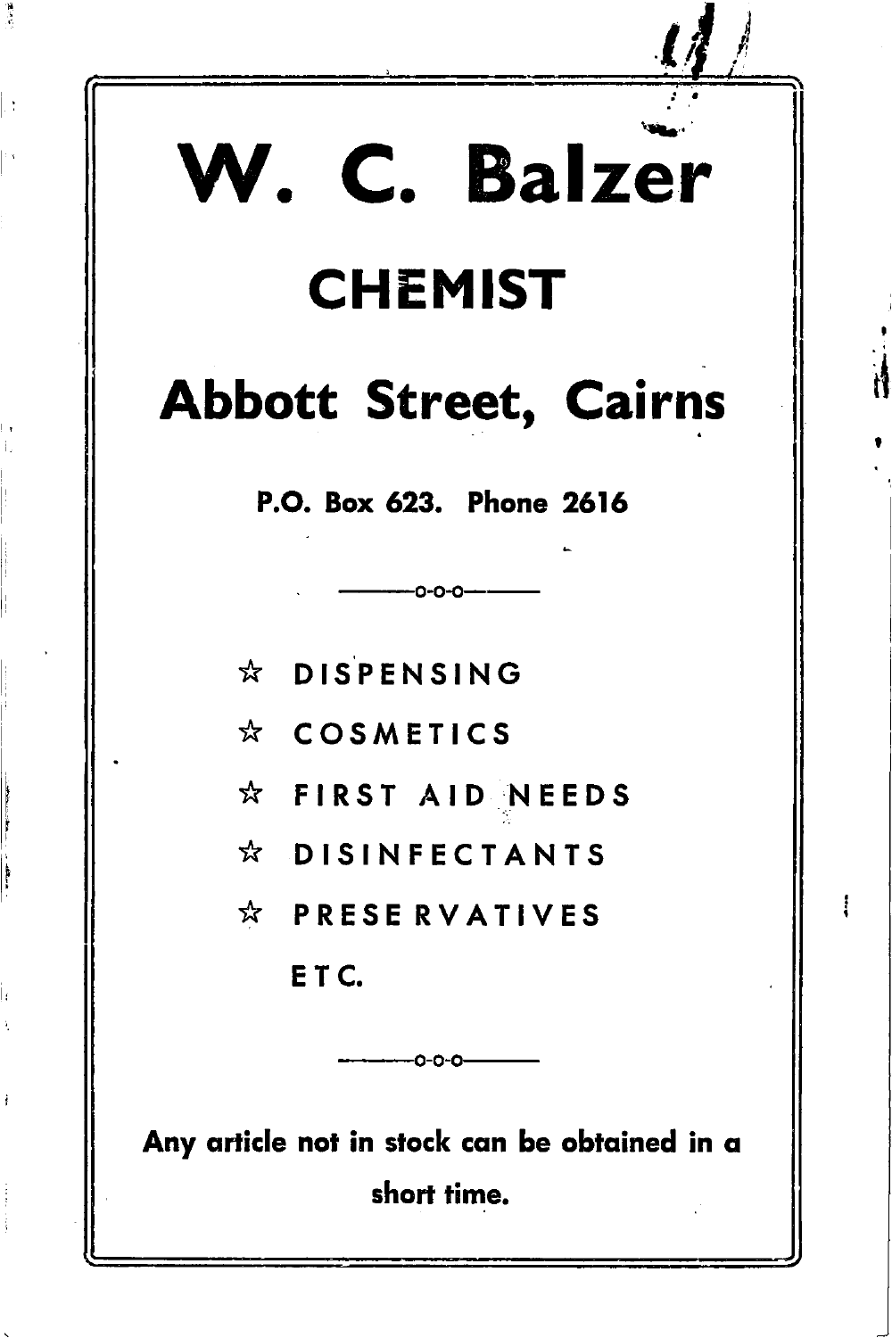# W. C. Balzer

## CHEMIST

## Abbott Street, Cairns

**P.O. Box 623. Phone 2616**

———o-o-o———

- ☆ DISPENSING
- ☆ COSMETICS
- ☆ FIRST AID NEEDS
- ☆ DISINFECTANTS
- ☆ PRESERVATIVES

ETC.

———o-o-o———

**Any article not in stock can be obtained in a short time.**